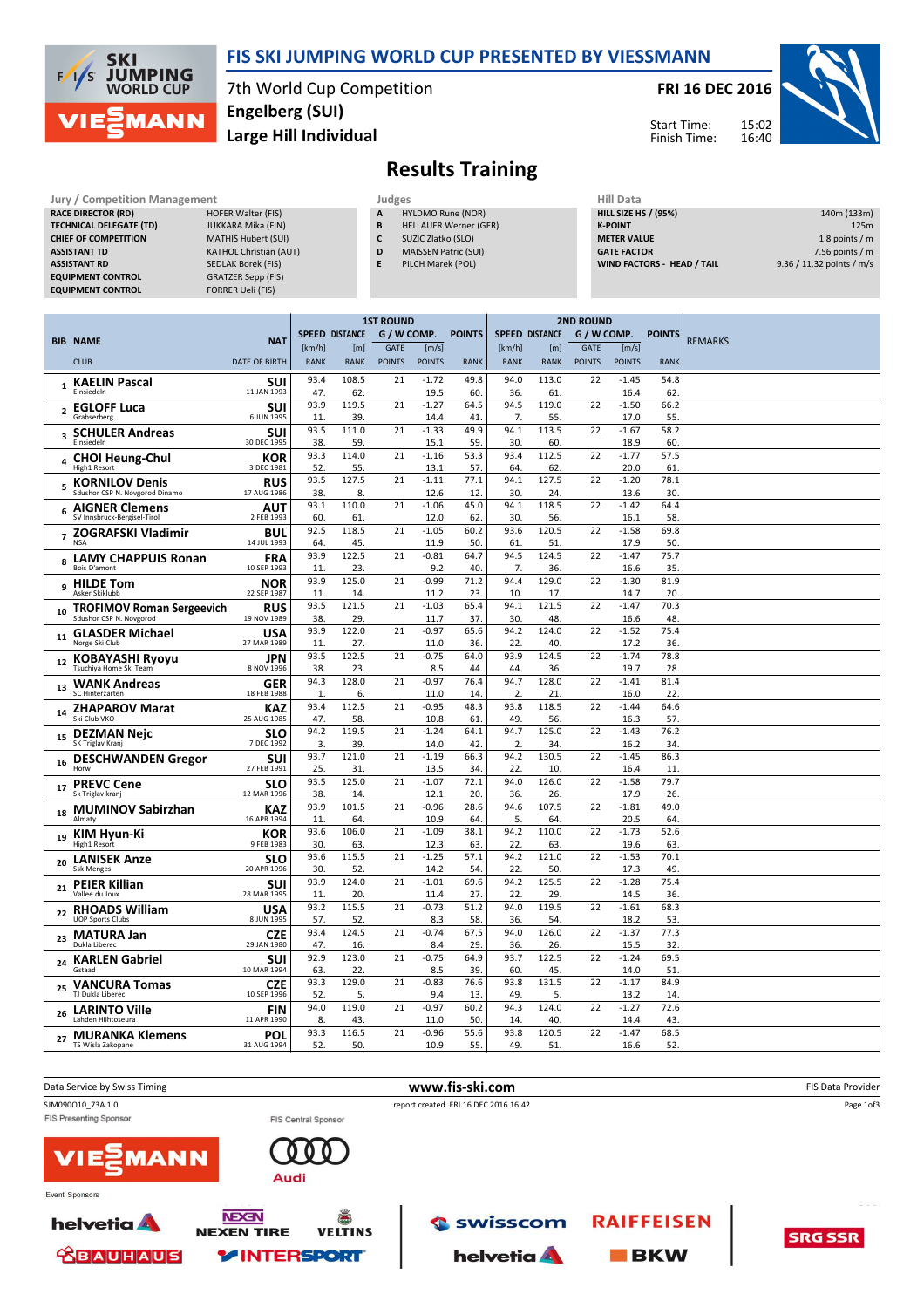# FIS SKI JUMPING WORLD CUP PRESENTED BY VIESSMANN

7th World Cup Competition
**Engelberg (SUI)**
**Large Hill Individual**

**FRI 16 DEC 2016**

Start Time: 15:02
Finish Time: 16:40

## Results Training

| Jury / Competition Management | |
|---|---|
| RACE DIRECTOR (RD) | HOFER Walter (FIS) |
| TECHNICAL DELEGATE (TD) | JUKKARA Mika (FIN) |
| CHIEF OF COMPETITION | MATHIS Hubert (SUI) |
| ASSISTANT TD | KATHOL Christian (AUT) |
| ASSISTANT RD | SEDLAK Borek (FIS) |
| EQUIPMENT CONTROL | GRATZER Sepp (FIS) |
| EQUIPMENT CONTROL | FORRER Ueli (FIS) |

| Judges | |
|---|---|
| A | HYLDMO Rune (NOR) |
| B | HELLAUER Werner (GER) |
| C | SUZIC Zlatko (SLO) |
| D | MAISSEN Patric (SUI) |
| E | PILCH Marek (POL) |

| Hill Data | |
|---|---|
| HILL SIZE HS / (95%) | 140m (133m) |
| K-POINT | 125m |
| METER VALUE | 1.8 points / m |
| GATE FACTOR | 7.56 points / m |
| WIND FACTORS - HEAD / TAIL | 9.36 / 11.32 points / m/s |

| BIB | NAME / CLUB | NAT / DATE OF BIRTH | 1ST ROUND SPEED [km/h] / RANK | DISTANCE [m] / RANK | GATE / GATE POINTS | WIND [m/s] / POINTS | POINTS / RANK | 2ND ROUND SPEED [km/h] / RANK | DISTANCE [m] / RANK | GATE / GATE POINTS | WIND [m/s] / POINTS | POINTS / RANK | REMARKS |
|---|---|---|---|---|---|---|---|---|---|---|---|---|---|
| 1 | **KAELIN Pascal** Einsiedeln | SUI 11 JAN 1993 | 93.4 47. | 108.5 62. | 21 | -1.72 19.5 | 49.8 60. | 94.0 36. | 113.0 61. | 22 | -1.45 16.4 | 54.8 62. | |
| 2 | **EGLOFF Luca** Grabserberg | SUI 6 JUN 1995 | 93.9 11. | 119.5 39. | 21 | -1.27 14.4 | 64.5 41. | 94.5 7. | 119.0 55. | 22 | -1.50 17.0 | 66.2 55. | |
| 3 | **SCHULER Andreas** Einsiedeln | SUI 30 DEC 1995 | 93.5 38. | 111.0 59. | 21 | -1.33 15.1 | 49.9 59. | 94.1 30. | 113.5 60. | 22 | -1.67 18.9 | 58.2 60. | |
| 4 | **CHOI Heung-Chul** High1 Resort | KOR 3 DEC 1981 | 93.3 52. | 114.0 55. | 21 | -1.16 13.1 | 53.3 57. | 93.4 64. | 112.5 62. | 22 | -1.77 20.0 | 57.5 61. | |
| 5 | **KORNILOV Denis** Sdushor CSP N. Novgorod Dinamo | RUS 17 AUG 1986 | 93.5 38. | 127.5 8. | 21 | -1.11 12.6 | 77.1 12. | 94.1 30. | 127.5 24. | 22 | -1.20 13.6 | 78.1 30. | |
| 6 | **AIGNER Clemens** SV Innsbruck-Bergisel-Tirol | AUT 2 FEB 1993 | 93.1 60. | 110.0 61. | 21 | -1.06 12.0 | 45.0 62. | 94.1 30. | 118.5 56. | 22 | -1.42 16.1 | 64.4 58. | |
| 7 | **ZOGRAFSKI Vladimir** NSA | BUL 14 JUL 1993 | 92.5 64. | 118.5 45. | 21 | -1.05 11.9 | 60.2 50. | 93.6 61. | 120.5 51. | 22 | -1.58 17.9 | 69.8 50. | |
| 8 | **LAMY CHAPPUIS Ronan** Bois D'amont | FRA 10 SEP 1993 | 93.9 11. | 122.5 23. | 21 | -0.81 9.2 | 64.7 40. | 94.5 7. | 124.5 36. | 22 | -1.47 16.6 | 75.7 35. | |
| 9 | **HILDE Tom** Asker Skiklubb | NOR 22 SEP 1987 | 93.9 11. | 125.0 14. | 21 | -0.99 11.2 | 71.2 23. | 94.4 10. | 129.0 17. | 22 | -1.30 14.7 | 81.9 20. | |
| 10 | **TROFIMOV Roman Sergeevich** Sdushor CSP N. Novgorod | RUS 19 NOV 1989 | 93.5 38. | 121.5 29. | 21 | -1.03 11.7 | 65.4 37. | 94.1 30. | 121.5 48. | 22 | -1.47 16.6 | 70.3 48. | |
| 11 | **GLASDER Michael** Norge Ski Club | USA 27 MAR 1989 | 93.9 11. | 122.0 27. | 21 | -0.97 11.0 | 65.6 36. | 94.2 22. | 124.0 40. | 22 | -1.52 17.2 | 75.4 36. | |
| 12 | **KOBAYASHI Ryoyu** Tsuchiya Home Ski Team | JPN 8 NOV 1996 | 93.5 38. | 122.5 23. | 21 | -0.75 8.5 | 64.0 44. | 93.9 44. | 124.5 36. | 22 | -1.74 19.7 | 78.8 28. | |
| 13 | **WANK Andreas** SC Hinterzarten | GER 18 FEB 1988 | 94.3 1. | 128.0 6. | 21 | -0.97 11.0 | 76.4 14. | 94.7 2. | 128.0 21. | 22 | -1.41 16.0 | 81.4 22. | |
| 14 | **ZHAPAROV Marat** Ski Club VKO | KAZ 25 AUG 1985 | 93.4 47. | 112.5 58. | 21 | -0.95 10.8 | 48.3 61. | 93.8 49. | 118.5 56. | 22 | -1.44 16.3 | 64.6 57. | |
| 15 | **DEZMAN Nejc** SK Triglav Kranj | SLO 7 DEC 1992 | 94.2 3. | 119.5 39. | 21 | -1.24 14.0 | 64.1 42. | 94.7 2. | 125.0 34. | 22 | -1.43 16.2 | 76.2 34. | |
| 16 | **DESCHWANDEN Gregor** Horw | SUI 27 FEB 1991 | 93.7 25. | 121.0 31. | 21 | -1.19 13.5 | 66.3 34. | 94.2 22. | 130.5 10. | 22 | -1.45 16.4 | 86.3 11. | |
| 17 | **PREVC Cene** Sk Triglav kranj | SLO 12 MAR 1996 | 93.5 38. | 125.0 14. | 21 | -1.07 12.1 | 72.1 20. | 94.0 36. | 126.0 26. | 22 | -1.58 17.9 | 79.7 26. | |
| 18 | **MUMINOV Sabirzhan** Almaty | KAZ 16 APR 1994 | 93.9 11. | 101.5 64. | 21 | -0.96 10.9 | 28.6 64. | 94.6 5. | 107.5 64. | 22 | -1.81 20.5 | 49.0 64. | |
| 19 | **KIM Hyun-Ki** High1 Resort | KOR 9 FEB 1983 | 93.6 30. | 106.0 63. | 21 | -1.09 12.3 | 38.1 63. | 94.2 22. | 110.0 63. | 22 | -1.73 19.6 | 52.6 63. | |
| 20 | **LANISEK Anze** Ssk Menges | SLO 20 APR 1996 | 93.6 30. | 115.5 52. | 21 | -1.25 14.2 | 57.1 54. | 94.2 22. | 121.0 50. | 22 | -1.53 17.3 | 70.1 49. | |
| 21 | **PEIER Killian** Vallee du Joux | SUI 28 MAR 1995 | 93.9 11. | 124.0 20. | 21 | -1.01 11.4 | 69.6 27. | 94.2 22. | 125.5 29. | 22 | -1.28 14.5 | 75.4 36. | |
| 22 | **RHOADS William** UOP Sports Clubs | USA 8 JUN 1995 | 93.2 57. | 115.5 52. | 21 | -0.73 8.3 | 51.2 58. | 94.0 36. | 119.5 54. | 22 | -1.61 18.2 | 68.3 53. | |
| 23 | **MATURA Jan** Dukla Liberec | CZE 29 JAN 1980 | 93.4 47. | 124.5 16. | 21 | -0.74 8.4 | 67.5 29. | 94.0 36. | 126.0 26. | 22 | -1.37 15.5 | 77.3 32. | |
| 24 | **KARLEN Gabriel** Gstaad | SUI 10 MAR 1994 | 92.9 63. | 123.0 22. | 21 | -0.75 8.5 | 64.9 39. | 93.7 60. | 122.5 45. | 22 | -1.24 14.0 | 69.5 51. | |
| 25 | **VANCURA Tomas** TJ Dukla Liberec | CZE 10 SEP 1996 | 93.3 52. | 129.0 5. | 21 | -0.83 9.4 | 76.6 13. | 93.8 49. | 131.5 5. | 22 | -1.17 13.2 | 84.9 14. | |
| 26 | **LARINTO Ville** Lahden Hiihtoseura | FIN 11 APR 1990 | 94.0 8. | 119.0 43. | 21 | -0.97 11.0 | 60.2 50. | 94.3 14. | 124.0 40. | 22 | -1.27 14.4 | 72.6 43. | |
| 27 | **MURANKA Klemens** TS Wisla Zakopane | POL 31 AUG 1994 | 93.3 52. | 116.5 50. | 21 | -0.96 10.9 | 55.6 55. | 93.8 49. | 120.5 51. | 22 | -1.47 16.6 | 68.5 52. | |

Data Service by Swiss Timing — www.fis-ski.com — FIS Data Provider

SJM090O10_73A 1.0 — report created FRI 16 DEC 2016 16:42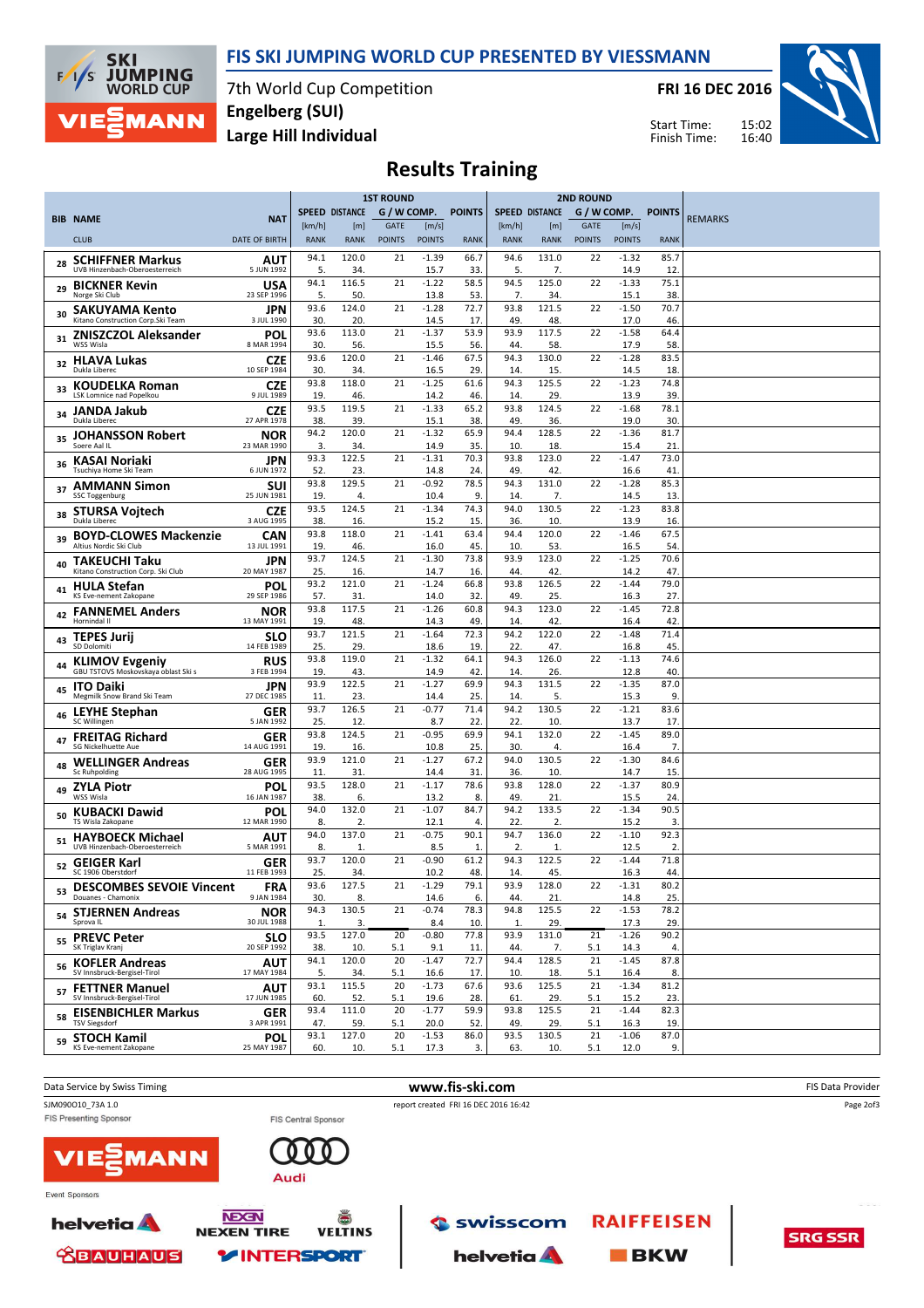# FIS SKI JUMPING WORLD CUP PRESENTED BY VIESSMANN

7th World Cup Competition
**Engelberg (SUI)**
**Large Hill Individual**

**FRI 16 DEC 2016**

Start Time: 15:02
Finish Time: 16:40

## Results Training

| BIB | NAME / CLUB | NAT / DATE OF BIRTH | 1ST ROUND SPEED [km/h] / RANK | DISTANCE [m] / RANK | GATE / POINTS | [m/s] / POINTS | POINTS / RANK | 2ND ROUND SPEED [km/h] / RANK | DISTANCE [m] / RANK | GATE / POINTS | [m/s] / POINTS | POINTS / RANK | REMARKS |
|---|---|---|---|---|---|---|---|---|---|---|---|---|---|
| 28 | SCHIFFNER Markus<br>UVB Hinzenbach-Oberoesterreich | AUT<br>5 JUN 1992 | 94.1<br>5. | 120.0<br>34. | 21 | -1.39<br>15.7 | 66.7<br>33. | 94.6<br>5. | 131.0<br>7. | 22 | -1.32<br>14.9 | 85.7<br>12. | |
| 29 | BICKNER Kevin<br>Norge Ski Club | USA<br>23 SEP 1996 | 94.1<br>5. | 116.5<br>50. | 21 | -1.22<br>13.8 | 58.5<br>53. | 94.5<br>7. | 125.0<br>34. | 22 | -1.33<br>15.1 | 75.1<br>38. | |
| 30 | SAKUYAMA Kento<br>Kitano Construction Corp.Ski Team | JPN<br>3 JUL 1990 | 93.6<br>30. | 124.0<br>20. | 21 | -1.28<br>14.5 | 72.7<br>17. | 93.8<br>49. | 121.5<br>48. | 22 | -1.50<br>17.0 | 70.7<br>46. | |
| 31 | ZNISZCZOL Aleksander<br>WSS Wisla | POL<br>8 MAR 1994 | 93.6<br>30. | 113.0<br>56. | 21 | -1.37<br>15.5 | 53.9<br>56. | 93.9<br>44. | 117.5<br>58. | 22 | -1.58<br>17.9 | 64.4<br>58. | |
| 32 | HLAVA Lukas<br>Dukla Liberec | CZE<br>10 SEP 1984 | 93.6<br>30. | 120.0<br>34. | 21 | -1.46<br>16.5 | 67.5<br>29. | 94.3<br>14. | 130.0<br>15. | 22 | -1.28<br>14.5 | 83.5<br>18. | |
| 33 | KOUDELKA Roman<br>LSK Lomnice nad Popelkou | CZE<br>9 JUL 1989 | 93.8<br>19. | 118.0<br>46. | 21 | -1.25<br>14.2 | 61.6<br>46. | 94.3<br>14. | 125.5<br>29. | 22 | -1.23<br>13.9 | 74.8<br>39. | |
| 34 | JANDA Jakub<br>Dukla Liberec | CZE<br>27 APR 1978 | 93.5<br>38. | 119.5<br>39. | 21 | -1.33<br>15.1 | 65.2<br>38. | 93.8<br>49. | 124.5<br>36. | 22 | -1.68<br>19.0 | 78.1<br>30. | |
| 35 | JOHANSSON Robert<br>Soere Aal IL | NOR<br>23 MAR 1990 | 94.2<br>3. | 120.0<br>34. | 21 | -1.32<br>14.9 | 65.9<br>35. | 94.4<br>10. | 128.5<br>18. | 22 | -1.36<br>15.4 | 81.7<br>21. | |
| 36 | KASAI Noriaki<br>Tsuchiya Home Ski Team | JPN<br>6 JUN 1972 | 93.3<br>52. | 122.5<br>23. | 21 | -1.31<br>14.8 | 70.3<br>24. | 93.8<br>49. | 123.0<br>42. | 22 | -1.47<br>16.6 | 73.0<br>41. | |
| 37 | AMMANN Simon<br>SSC Toggenburg | SUI<br>25 JUN 1981 | 93.8<br>19. | 129.5<br>4. | 21 | -0.92<br>10.4 | 78.5<br>9. | 94.3<br>14. | 131.0<br>7. | 22 | -1.28<br>14.5 | 85.3<br>13. | |
| 38 | STURSA Vojtech<br>Dukla Liberec | CZE<br>3 AUG 1995 | 93.5<br>38. | 124.5<br>16. | 21 | -1.34<br>15.2 | 74.3<br>15. | 94.0<br>36. | 130.5<br>10. | 22 | -1.23<br>13.9 | 83.8<br>16. | |
| 39 | BOYD-CLOWES Mackenzie<br>Altius Nordic Ski Club | CAN<br>13 JUL 1991 | 93.8<br>19. | 118.0<br>46. | 21 | -1.41<br>16.0 | 63.4<br>45. | 94.4<br>10. | 120.0<br>53. | 22 | -1.46<br>16.5 | 67.5<br>54. | |
| 40 | TAKEUCHI Taku<br>Kitano Construction Corp. Ski Club | JPN<br>20 MAY 1987 | 93.7<br>25. | 124.5<br>16. | 21 | -1.30<br>14.7 | 73.8<br>16. | 93.9<br>44. | 123.0<br>42. | 22 | -1.25<br>14.2 | 70.6<br>47. | |
| 41 | HULA Stefan<br>KS Eve-nement Zakopane | POL<br>29 SEP 1986 | 93.2<br>57. | 121.0<br>31. | 21 | -1.24<br>14.0 | 66.8<br>32. | 93.8<br>49. | 126.5<br>25. | 22 | -1.44<br>16.3 | 79.0<br>27. | |
| 42 | FANNEMEL Anders<br>Hornindal Il | NOR<br>13 MAY 1991 | 93.8<br>19. | 117.5<br>48. | 21 | -1.26<br>14.3 | 60.8<br>49. | 94.3<br>14. | 123.0<br>42. | 22 | -1.45<br>16.4 | 72.8<br>42. | |
| 43 | TEPES Jurij<br>SD Dolomiti | SLO<br>14 FEB 1989 | 93.7<br>25. | 121.5<br>29. | 21 | -1.64<br>18.6 | 72.3<br>19. | 94.2<br>22. | 122.0<br>47. | 22 | -1.48<br>16.8 | 71.4<br>45. | |
| 44 | KLIMOV Evgeniy<br>GBU TSTOVS Moskovskaya oblast Ski s | RUS<br>3 FEB 1994 | 93.8<br>19. | 119.0<br>43. | 21 | -1.32<br>14.9 | 64.1<br>42. | 94.3<br>14. | 126.0<br>26. | 22 | -1.13<br>12.8 | 74.6<br>40. | |
| 45 | ITO Daiki<br>Megmilk Snow Brand Ski Team | JPN<br>27 DEC 1985 | 93.9<br>11. | 122.5<br>23. | 21 | -1.27<br>14.4 | 69.9<br>25. | 94.3<br>14. | 131.5<br>5. | 22 | -1.35<br>15.3 | 87.0<br>9. | |
| 46 | LEYHE Stephan<br>SC Willingen | GER<br>5 JAN 1992 | 93.7<br>25. | 126.5<br>12. | 21 | -0.77<br>8.7 | 71.4<br>22. | 94.2<br>22. | 130.5<br>10. | 22 | -1.21<br>13.7 | 83.6<br>17. | |
| 47 | FREITAG Richard<br>SG Nickelhuette Aue | GER<br>14 AUG 1991 | 93.8<br>19. | 124.5<br>16. | 21 | -0.95<br>10.8 | 69.9<br>25. | 94.1<br>30. | 132.0<br>4. | 22 | -1.45<br>16.4 | 89.0<br>7. | |
| 48 | WELLINGER Andreas<br>Sc Ruhpolding | GER<br>28 AUG 1995 | 93.9<br>11. | 121.0<br>31. | 21 | -1.27<br>14.4 | 66.8<br>31. | 94.0<br>36. | 130.5<br>10. | 22 | -1.30<br>14.7 | 84.6<br>15. | |
| 49 | ZYLA Piotr<br>WSS Wisla | POL<br>16 JAN 1987 | 93.5<br>38. | 128.0<br>6. | 21 | -1.17<br>13.2 | 78.6<br>8. | 93.8<br>49. | 128.0<br>21. | 22 | -1.37<br>15.5 | 80.9<br>24. | |
| 50 | KUBACKI Dawid<br>TS Wisla Zakopane | POL<br>12 MAR 1990 | 94.0<br>8. | 132.0<br>2. | 21 | -1.07<br>12.1 | 84.7<br>4. | 94.2<br>22. | 133.5<br>2. | 22 | -1.34<br>15.2 | 90.5<br>3. | |
| 51 | HAYBOECK Michael<br>UVB Hinzenbach-Oberoesterreich | AUT<br>5 MAR 1991 | 94.0<br>8. | 137.0<br>1. | 21 | -0.75<br>8.5 | 90.1<br>1. | 94.7<br>2. | 136.0<br>1. | 22 | -1.10<br>12.5 | 92.3<br>2. | |
| 52 | GEIGER Karl<br>SC 1906 Oberstdorf | GER<br>11 FEB 1993 | 93.7<br>25. | 120.0<br>34. | 21 | -0.90<br>10.2 | 61.2<br>48. | 94.3<br>14. | 122.5<br>45. | 22 | -1.44<br>16.3 | 71.8<br>44. | |
| 53 | DESCOMBES SEVOIE Vincent<br>Douanes - Chamonix | FRA<br>9 JAN 1984 | 93.6<br>30. | 127.5<br>8. | 21 | -1.29<br>14.6 | 79.1<br>6. | 93.9<br>44. | 128.0<br>21. | 22 | -1.31<br>14.8 | 80.2<br>25. | |
| 54 | STJERNEN Andreas<br>Sprova IL | NOR<br>30 JUL 1988 | 94.3<br>1. | 130.5<br>3. | 21 | -0.74<br>8.4 | 78.3<br>10. | 94.8<br>1. | 125.5<br>29. | 22 | -1.53<br>17.3 | 78.2<br>29. | |
| 55 | PREVC Peter<br>SK Triglav Kranj | SLO<br>20 SEP 1992 | 93.5<br>38. | 127.0<br>10. | 20<br>5.1 | -0.80<br>9.1 | 77.8<br>11. | 93.9<br>44. | 131.0<br>7. | 21<br>5.1 | -1.26<br>14.3 | 90.2<br>4. | |
| 56 | KOFLER Andreas<br>SV Innsbruck-Bergisel-Tirol | AUT<br>17 MAY 1984 | 94.1<br>5. | 120.0<br>34. | 20<br>5.1 | -1.47<br>16.6 | 72.7<br>17. | 94.4<br>10. | 128.5<br>18. | 21<br>5.1 | -1.45<br>16.4 | 87.8<br>8. | |
| 57 | FETTNER Manuel<br>SV Innsbruck-Bergisel-Tirol | AUT<br>17 JUN 1985 | 93.1<br>60. | 115.5<br>52. | 20<br>5.1 | -1.73<br>19.6 | 67.6<br>28. | 93.6<br>61. | 125.5<br>29. | 21<br>5.1 | -1.34<br>15.2 | 81.2<br>23. | |
| 58 | EISENBICHLER Markus<br>TSV Siegsdorf | GER<br>3 APR 1991 | 93.4<br>47. | 111.0<br>59. | 20<br>5.1 | -1.77<br>20.0 | 59.9<br>52. | 93.8<br>49. | 125.5<br>29. | 21<br>5.1 | -1.44<br>16.3 | 82.3<br>19. | |
| 59 | STOCH Kamil<br>KS Eve-nement Zakopane | POL<br>25 MAY 1987 | 93.1<br>60. | 127.0<br>10. | 20<br>5.1 | -1.53<br>17.3 | 86.0<br>3. | 93.5<br>63. | 130.5<br>10. | 21<br>5.1 | -1.06<br>12.0 | 87.0<br>9. | |

Data Service by Swiss Timing — www.fis-ski.com — FIS Data Provider

SJM090O10_73A 1.0 — report created FRI 16 DEC 2016 16:42

FIS Presenting Sponsor: VIESSMANN — FIS Central Sponsor: Audi

Event Sponsors: helvetia, NEXEN TIRE, VELTINS, BAUHAUS, INTERSPORT, swisscom, RAIFFEISEN, helvetia, BKW, SRG SSR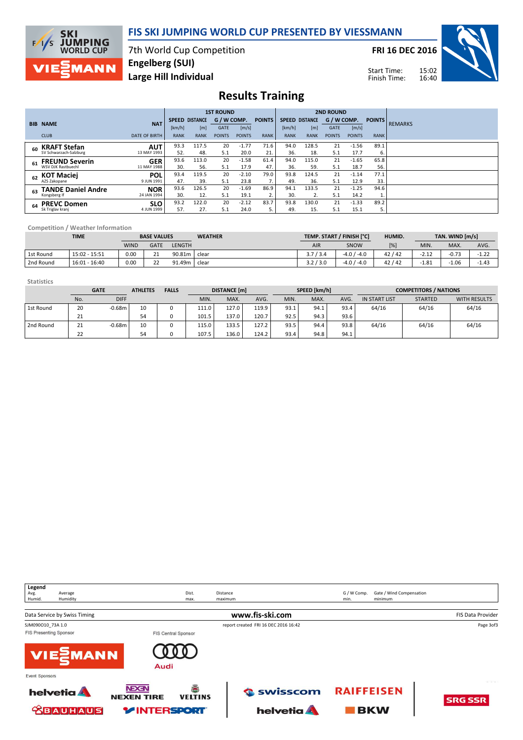# FIS SKI JUMPING WORLD CUP PRESENTED BY VIESSMANN

7th World Cup Competition
**Engelberg (SUI)**
**Large Hill Individual**

**FRI 16 DEC 2016**

Start Time: 15:02
Finish Time: 16:40

## Results Training

| BIB | NAME / CLUB | NAT / DATE OF BIRTH | 1ST ROUND SPEED [km/h] / RANK | DISTANCE [m] / RANK | G / W COMP. GATE / POINTS | [m/s] / POINTS | POINTS / RANK | 2ND ROUND SPEED [km/h] / RANK | DISTANCE [m] / RANK | G / W COMP. GATE / POINTS | [m/s] / POINTS | POINTS / RANK | REMARKS |
|---|---|---|---|---|---|---|---|---|---|---|---|---|---|
| 60 | **KRAFT Stefan** | **AUT** | 93.3 | 117.5 | 20 | -1.77 | 71.6 | 94.0 | 128.5 | 21 | -1.56 | 89.1 | |
| | SV Schwarzach-Salzburg | 13 MAY 1993 | 52. | 48. | 5.1 | 20.0 | 21. | 36. | 18. | 5.1 | 17.7 | 6. | |
| 61 | **FREUND Severin** | **GER** | 93.6 | 113.0 | 20 | -1.58 | 61.4 | 94.0 | 115.0 | 21 | -1.65 | 65.8 | |
| | WSV DJK Rastbuechl | 11 MAY 1988 | 30. | 56. | 5.1 | 17.9 | 47. | 36. | 59. | 5.1 | 18.7 | 56. | |
| 62 | **KOT Maciej** | **POL** | 93.4 | 119.5 | 20 | -2.10 | 79.0 | 93.8 | 124.5 | 21 | -1.14 | 77.1 | |
| | AZS Zakopane | 9 JUN 1991 | 47. | 39. | 5.1 | 23.8 | 7. | 49. | 36. | 5.1 | 12.9 | 33. | |
| 63 | **TANDE Daniel Andre** | **NOR** | 93.6 | 126.5 | 20 | -1.69 | 86.9 | 94.1 | 133.5 | 21 | -1.25 | 94.6 | |
| | Kongsberg If | 24 JAN 1994 | 30. | 12. | 5.1 | 19.1 | 2. | 30. | 2. | 5.1 | 14.2 | 1. | |
| 64 | **PREVC Domen** | **SLO** | 93.2 | 122.0 | 20 | -2.12 | 83.7 | 93.8 | 130.0 | 21 | -1.33 | 89.2 | |
| | Sk Triglav kranj | 4 JUN 1999 | 57. | 27. | 5.1 | 24.0 | 5. | 49. | 15. | 5.1 | 15.1 | 5. | |

### Competition / Weather Information

| | TIME | BASE VALUES WIND | GATE | LENGTH | WEATHER | TEMP. START / FINISH [°C] AIR | SNOW | HUMID. [%] | TAN. WIND [m/s] MIN. | MAX. | AVG. |
|---|---|---|---|---|---|---|---|---|---|---|---|
| 1st Round | 15:02 - 15:51 | 0.00 | 21 | 90.81m | clear | 3.7 / 3.4 | -4.0 / -4.0 | 42 / 42 | -2.12 | -0.73 | -1.22 |
| 2nd Round | 16:01 - 16:40 | 0.00 | 22 | 91.49m | clear | 3.2 / 3.0 | -4.0 / -4.0 | 42 / 42 | -1.81 | -1.06 | -1.43 |

### Statistics

| | GATE No. | DIFF | ATHLETES | FALLS | DISTANCE [m] MIN. | MAX. | AVG. | SPEED [km/h] MIN. | MAX. | AVG. | COMPETITORS / NATIONS IN START LIST | STARTED | WITH RESULTS |
|---|---|---|---|---|---|---|---|---|---|---|---|---|---|
| 1st Round | 20 | -0.68m | 10 | 0 | 111.0 | 127.0 | 119.9 | 93.1 | 94.1 | 93.4 | 64/16 | 64/16 | 64/16 |
| | 21 | | 54 | 0 | 101.5 | 137.0 | 120.7 | 92.5 | 94.3 | 93.6 | | | |
| 2nd Round | 21 | -0.68m | 10 | 0 | 115.0 | 133.5 | 127.2 | 93.5 | 94.4 | 93.8 | 64/16 | 64/16 | 64/16 |
| | 22 | | 54 | 0 | 107.5 | 136.0 | 124.2 | 93.4 | 94.8 | 94.1 | | | |

**Legend**
Avg. Average
Humid. Humidity
Dist. Distance
max. maximum
G / W Comp. Gate / Wind Compensation
min. minimum

Data Service by Swiss Timing — www.fis-ski.com — FIS Data Provider

SJM090O10_73A 1.0 — report created FRI 16 DEC 2016 16:42

FIS Presenting Sponsor: VIESSMANN
FIS Central Sponsor: Audi
Event Sponsors: helvetia, NEXEN TIRE, VELTINS, swisscom, RAIFFEISEN, SRG SSR, BAUHAUS, INTERSPORT, helvetia, BKW